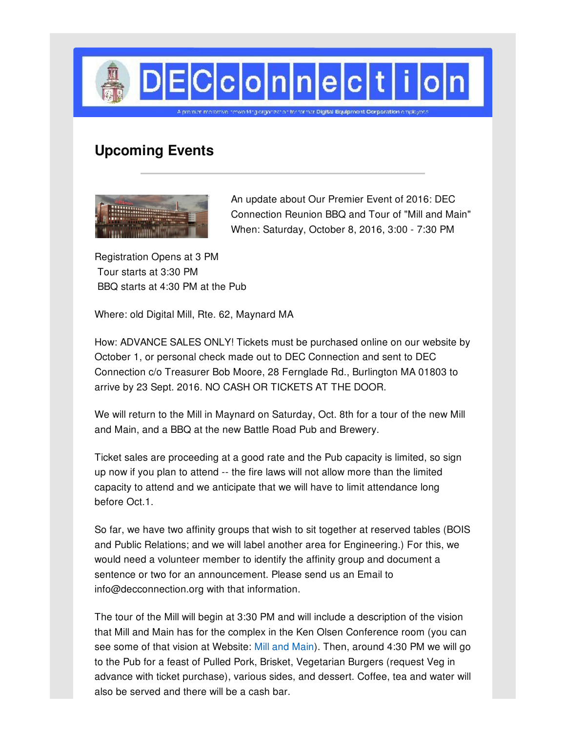# DECconnection

A premier membership networking organization for former Digital Equipment Corporation employees

## Upcoming Events

An update about Our Premier Event of 2016: DEC Connection Reunion BBQ and Tour of "Mill and Main"
When: Saturday, October 8, 2016, 3:00 - 7:30 PM

Registration Opens at 3 PM
Tour starts at 3:30 PM
BBQ starts at 4:30 PM at the Pub

Where: old Digital Mill, Rte. 62, Maynard MA

How: ADVANCE SALES ONLY! Tickets must be purchased online on our website by October 1, or personal check made out to DEC Connection and sent to DEC Connection c/o Treasurer Bob Moore, 28 Fernglade Rd., Burlington MA 01803 to arrive by 23 Sept. 2016. NO CASH OR TICKETS AT THE DOOR.

We will return to the Mill in Maynard on Saturday, Oct. 8th for a tour of the new Mill and Main, and a BBQ at the new Battle Road Pub and Brewery.

Ticket sales are proceeding at a good rate and the Pub capacity is limited, so sign up now if you plan to attend -- the fire laws will not allow more than the limited capacity to attend and we anticipate that we will have to limit attendance long before Oct.1.

So far, we have two affinity groups that wish to sit together at reserved tables (BOIS and Public Relations; and we will label another area for Engineering.) For this, we would need a volunteer member to identify the affinity group and document a sentence or two for an announcement. Please send us an Email to info@decconnection.org with that information.

The tour of the Mill will begin at 3:30 PM and will include a description of the vision that Mill and Main has for the complex in the Ken Olsen Conference room (you can see some of that vision at Website: Mill and Main). Then, around 4:30 PM we will go to the Pub for a feast of Pulled Pork, Brisket, Vegetarian Burgers (request Veg in advance with ticket purchase), various sides, and dessert. Coffee, tea and water will also be served and there will be a cash bar.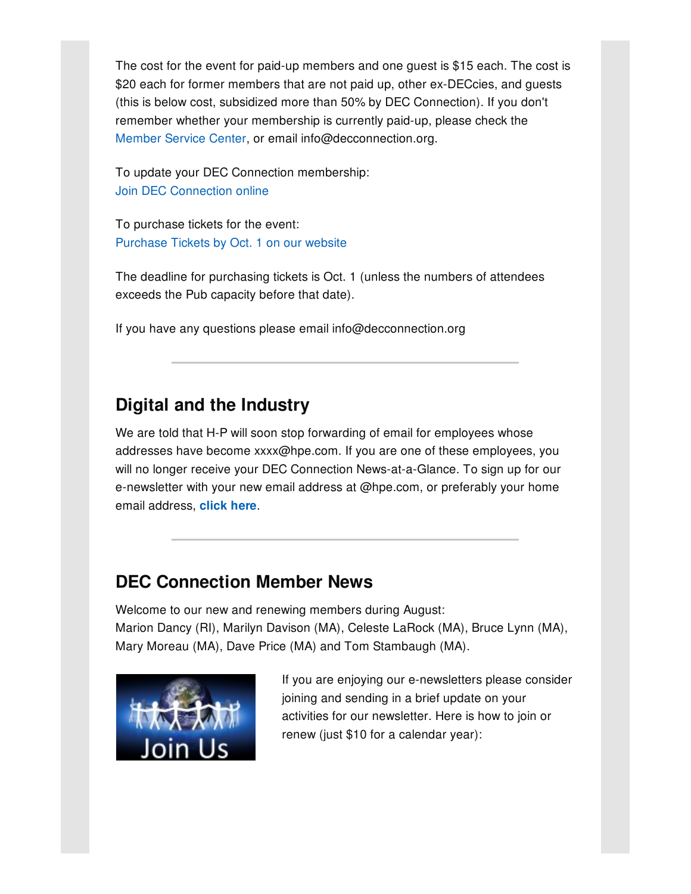The cost for the event for paid-up members and one guest is $15 each. The cost is $20 each for former members that are not paid up, other ex-DECcies, and guests (this is below cost, subsidized more than 50% by DEC Connection). If you don't remember whether your membership is currently paid-up, please check the Member Service Center, or email info@decconnection.org.

To update your DEC Connection membership:
Join DEC Connection online

To purchase tickets for the event:
Purchase Tickets by Oct. 1 on our website

The deadline for purchasing tickets is Oct. 1 (unless the numbers of attendees exceeds the Pub capacity before that date).

If you have any questions please email info@decconnection.org

---

## Digital and the Industry

We are told that H-P will soon stop forwarding of email for employees whose addresses have become xxxx@hpe.com. If you are one of these employees, you will no longer receive your DEC Connection News-at-a-Glance. To sign up for our e-newsletter with your new email address at @hpe.com, or preferably your home email address, **click here**.

---

## DEC Connection Member News

Welcome to our new and renewing members during August:
Marion Dancy (RI), Marilyn Davison (MA), Celeste LaRock (MA), Bruce Lynn (MA), Mary Moreau (MA), Dave Price (MA) and Tom Stambaugh (MA).

If you are enjoying our e-newsletters please consider joining and sending in a brief update on your activities for our newsletter. Here is how to join or renew (just $10 for a calendar year):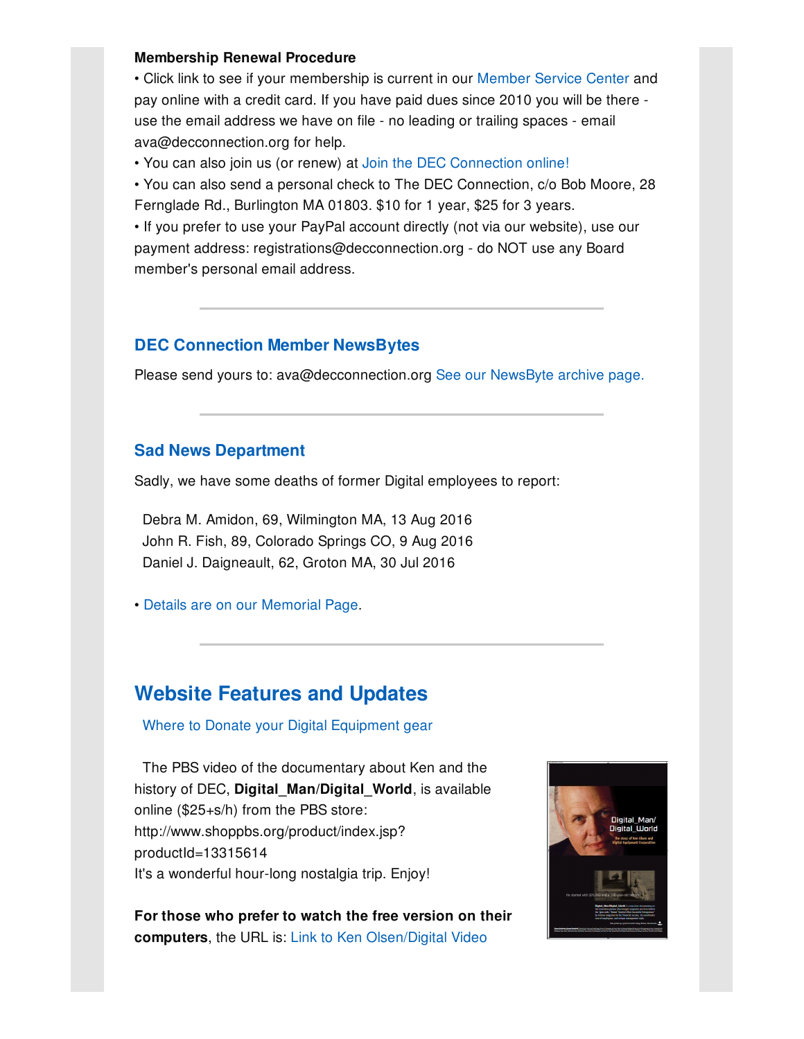**Membership Renewal Procedure**

• Click link to see if your membership is current in our Member Service Center and pay online with a credit card. If you have paid dues since 2010 you will be there - use the email address we have on file - no leading or trailing spaces - email ava@decconnection.org for help.

• You can also join us (or renew) at Join the DEC Connection online!

• You can also send a personal check to The DEC Connection, c/o Bob Moore, 28 Fernglade Rd., Burlington MA 01803. $10 for 1 year, $25 for 3 years.

• If you prefer to use your PayPal account directly (not via our website), use our payment address: registrations@decconnection.org - do NOT use any Board member's personal email address.

---

### DEC Connection Member NewsBytes

Please send yours to: ava@decconnection.org See our NewsByte archive page.

---

### Sad News Department

Sadly, we have some deaths of former Digital employees to report:

Debra M. Amidon, 69, Wilmington MA, 13 Aug 2016
John R. Fish, 89, Colorado Springs CO, 9 Aug 2016
Daniel J. Daigneault, 62, Groton MA, 30 Jul 2016

• Details are on our Memorial Page.

---

## Website Features and Updates

Where to Donate your Digital Equipment gear

The PBS video of the documentary about Ken and the history of DEC, **Digital_Man/Digital_World**, is available online ($25+s/h) from the PBS store: http://www.shoppbs.org/product/index.jsp?productId=13315614
It's a wonderful hour-long nostalgia trip. Enjoy!

**For those who prefer to watch the free version on their computers**, the URL is: Link to Ken Olsen/Digital Video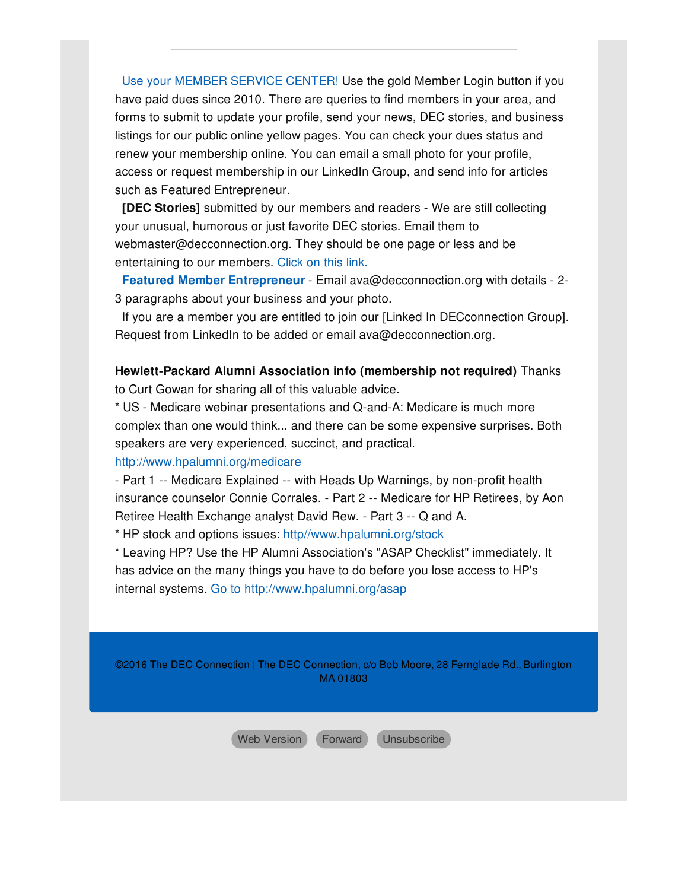Use your MEMBER SERVICE CENTER! Use the gold Member Login button if you have paid dues since 2010. There are queries to find members in your area, and forms to submit to update your profile, send your news, DEC stories, and business listings for our public online yellow pages. You can check your dues status and renew your membership online. You can email a small photo for your profile, access or request membership in our LinkedIn Group, and send info for articles such as Featured Entrepreneur.

**[DEC Stories]** submitted by our members and readers - We are still collecting your unusual, humorous or just favorite DEC stories. Email them to webmaster@decconnection.org. They should be one page or less and be entertaining to our members. Click on this link.

**Featured Member Entrepreneur** - Email ava@decconnection.org with details - 2-3 paragraphs about your business and your photo.

If you are a member you are entitled to join our [Linked In DECconnection Group]. Request from LinkedIn to be added or email ava@decconnection.org.

**Hewlett-Packard Alumni Association info (membership not required)** Thanks to Curt Gowan for sharing all of this valuable advice.

* US - Medicare webinar presentations and Q-and-A: Medicare is much more complex than one would think... and there can be some expensive surprises. Both speakers are very experienced, succinct, and practical.
http://www.hpalumni.org/medicare
- Part 1 -- Medicare Explained -- with Heads Up Warnings, by non-profit health insurance counselor Connie Corrales. - Part 2 -- Medicare for HP Retirees, by Aon Retiree Health Exchange analyst David Rew. - Part 3 -- Q and A.
* HP stock and options issues: http//www.hpalumni.org/stock
* Leaving HP? Use the HP Alumni Association's "ASAP Checklist" immediately. It has advice on the many things you have to do before you lose access to HP's internal systems. Go to http://www.hpalumni.org/asap

©2016 The DEC Connection | The DEC Connection, c/o Bob Moore, 28 Fernglade Rd., Burlington MA 01803

Web Version | Forward | Unsubscribe